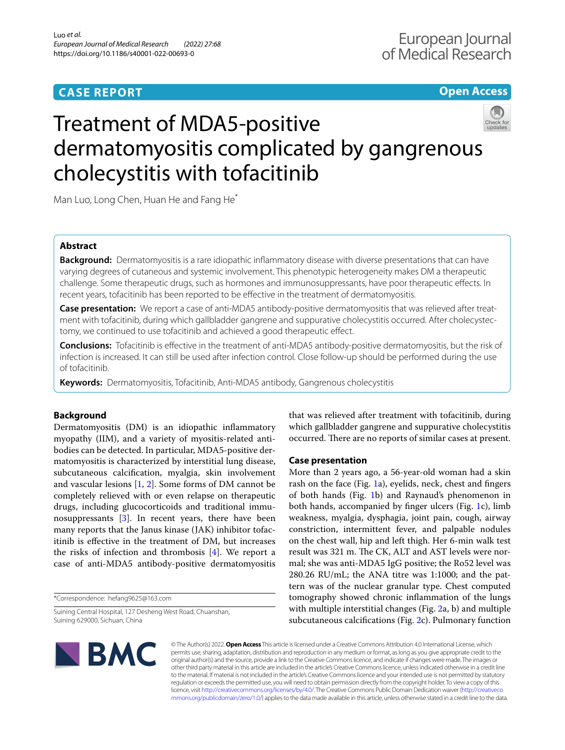CASE REPORT

Open Access

# Treatment of MDA5-positive dermatomyositis complicated by gangrenous cholecystitis with tofacitinib

Man Luo, Long Chen, Huan He and Fang He*

## Abstract

**Background:** Dermatomyositis is a rare idiopathic inflammatory disease with diverse presentations that can have varying degrees of cutaneous and systemic involvement. This phenotypic heterogeneity makes DM a therapeutic challenge. Some therapeutic drugs, such as hormones and immunosuppressants, have poor therapeutic effects. In recent years, tofacitinib has been reported to be effective in the treatment of dermatomyositis.

**Case presentation:** We report a case of anti-MDA5 antibody-positive dermatomyositis that was relieved after treatment with tofacitinib, during which gallbladder gangrene and suppurative cholecystitis occurred. After cholecystectomy, we continued to use tofacitinib and achieved a good therapeutic effect.

**Conclusions:** Tofacitinib is effective in the treatment of anti-MDA5 antibody-positive dermatomyositis, but the risk of infection is increased. It can still be used after infection control. Close follow-up should be performed during the use of tofacitinib.

**Keywords:** Dermatomyositis, Tofacitinib, Anti-MDA5 antibody, Gangrenous cholecystitis

## Background

Dermatomyositis (DM) is an idiopathic inflammatory myopathy (IIM), and a variety of myositis-related antibodies can be detected. In particular, MDA5-positive dermatomyositis is characterized by interstitial lung disease, subcutaneous calcification, myalgia, skin involvement and vascular lesions [1, 2]. Some forms of DM cannot be completely relieved with or even relapse on therapeutic drugs, including glucocorticoids and traditional immunosuppressants [3]. In recent years, there have been many reports that the Janus kinase (JAK) inhibitor tofacitinib is effective in the treatment of DM, but increases the risks of infection and thrombosis [4]. We report a case of anti-MDA5 antibody-positive dermatomyositis that was relieved after treatment with tofacitinib, during which gallbladder gangrene and suppurative cholecystitis occurred. There are no reports of similar cases at present.

*Correspondence: hefang9625@163.com

Suining Central Hospital, 127 Desheng West Road, Chuanshan, Suining 629000, Sichuan, China

## Case presentation

More than 2 years ago, a 56-year-old woman had a skin rash on the face (Fig. 1a), eyelids, neck, chest and fingers of both hands (Fig. 1b) and Raynaud's phenomenon in both hands, accompanied by finger ulcers (Fig. 1c), limb weakness, myalgia, dysphagia, joint pain, cough, airway constriction, intermittent fever, and palpable nodules on the chest wall, hip and left thigh. Her 6-min walk test result was 321 m. The CK, ALT and AST levels were normal; she was anti-MDA5 IgG positive; the Ro52 level was 280.26 RU/mL; the ANA titre was 1:1000; and the pattern was of the nuclear granular type. Chest computed tomography showed chronic inflammation of the lungs with multiple interstitial changes (Fig. 2a, b) and multiple subcutaneous calcifications (Fig. 2c). Pulmonary function

© The Author(s) 2022. **Open Access** This article is licensed under a Creative Commons Attribution 4.0 International License, which permits use, sharing, adaptation, distribution and reproduction in any medium or format, as long as you give appropriate credit to the original author(s) and the source, provide a link to the Creative Commons licence, and indicate if changes were made. The images or other third party material in this article are included in the article's Creative Commons licence, unless indicated otherwise in a credit line to the material. If material is not included in the article's Creative Commons licence and your intended use is not permitted by statutory regulation or exceeds the permitted use, you will need to obtain permission directly from the copyright holder. To view a copy of this licence, visit http://creativecommons.org/licenses/by/4.0/. The Creative Commons Public Domain Dedication waiver (http://creativecommons.org/publicdomain/zero/1.0/) applies to the data made available in this article, unless otherwise stated in a credit line to the data.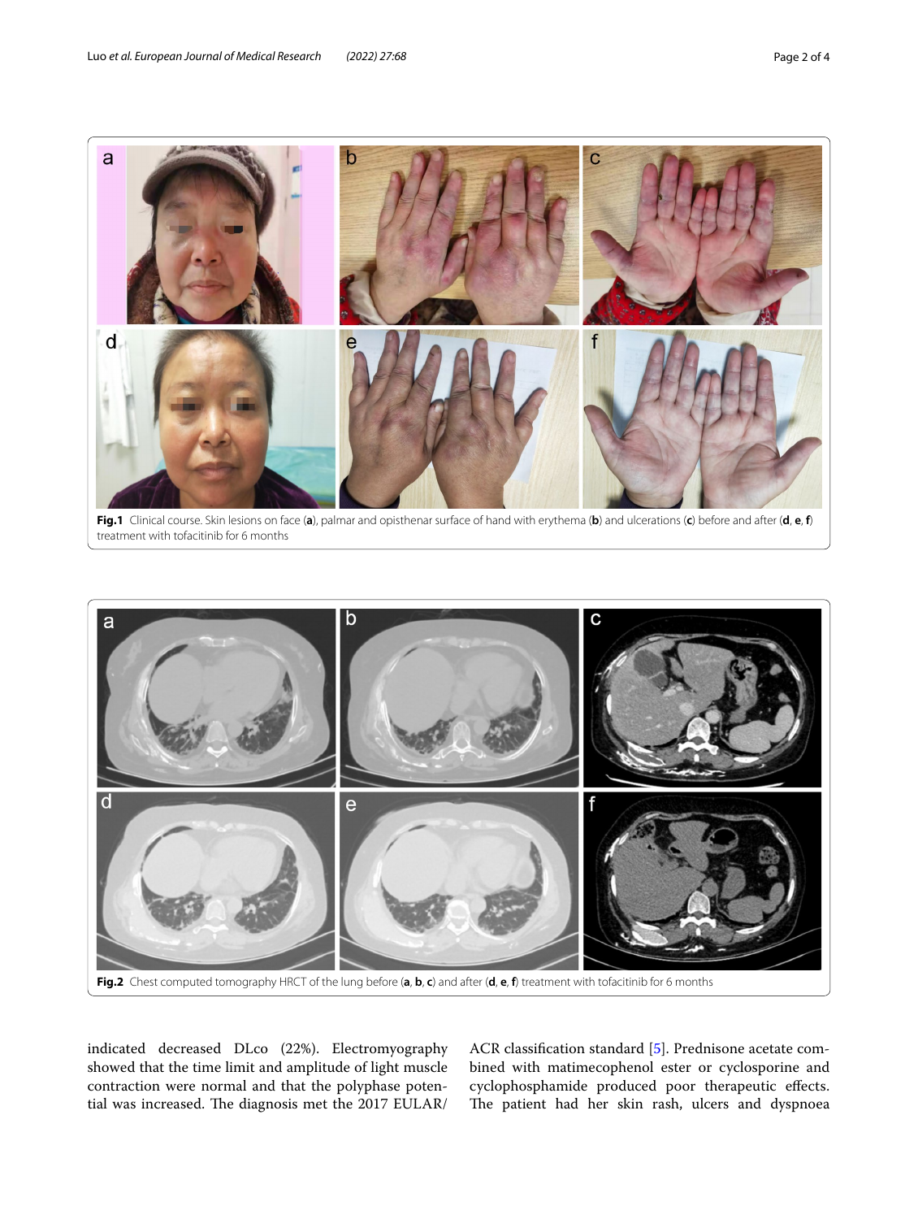Fig.1 Clinical course. Skin lesions on face (**a**), palmar and opisthenar surface of hand with erythema (**b**) and ulcerations (**c**) before and after (**d**, **e**, **f**) treatment with tofacitinib for 6 months

Fig.2 Chest computed tomography HRCT of the lung before (**a**, **b**, **c**) and after (**d**, **e**, **f**) treatment with tofacitinib for 6 months

indicated decreased DLco (22%). Electromyography showed that the time limit and amplitude of light muscle contraction were normal and that the polyphase potential was increased. The diagnosis met the 2017 EULAR/ACR classification standard [5]. Prednisone acetate combined with matimecophenol ester or cyclosporine and cyclophosphamide produced poor therapeutic effects. The patient had her skin rash, ulcers and dyspnoea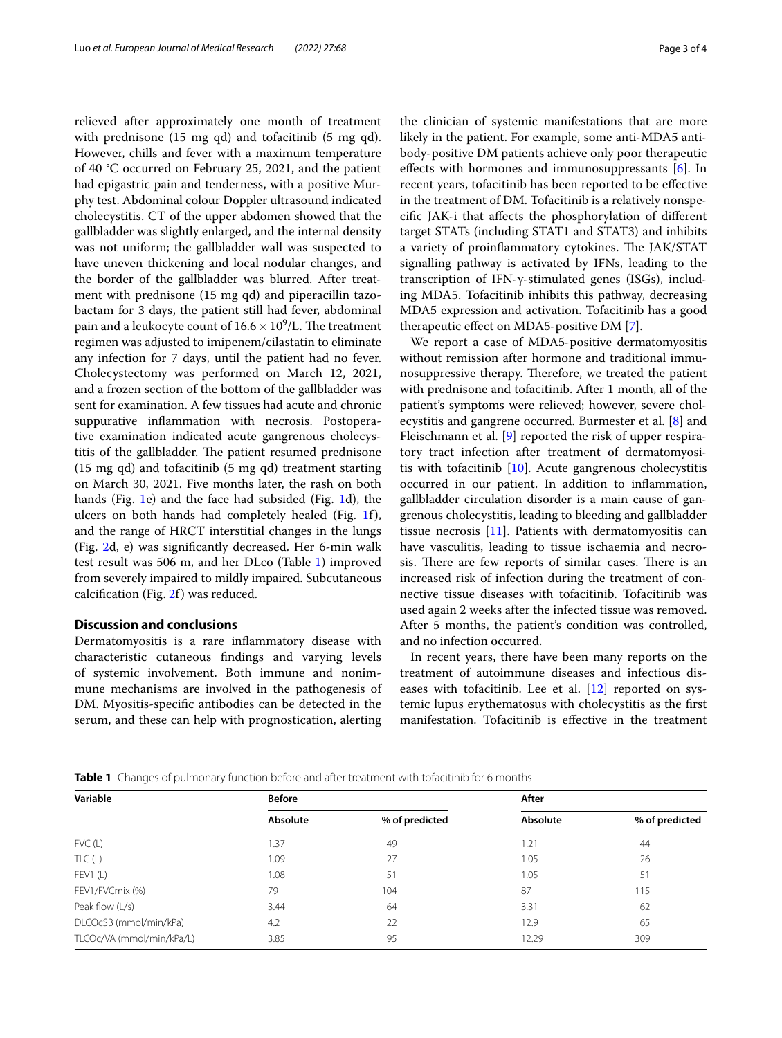relieved after approximately one month of treatment with prednisone (15 mg qd) and tofacitinib (5 mg qd). However, chills and fever with a maximum temperature of 40 °C occurred on February 25, 2021, and the patient had epigastric pain and tenderness, with a positive Murphy test. Abdominal colour Doppler ultrasound indicated cholecystitis. CT of the upper abdomen showed that the gallbladder was slightly enlarged, and the internal density was not uniform; the gallbladder wall was suspected to have uneven thickening and local nodular changes, and the border of the gallbladder was blurred. After treatment with prednisone (15 mg qd) and piperacillin tazobactam for 3 days, the patient still had fever, abdominal pain and a leukocyte count of $16.6 \times 10^9$/L. The treatment regimen was adjusted to imipenem/cilastatin to eliminate any infection for 7 days, until the patient had no fever. Cholecystectomy was performed on March 12, 2021, and a frozen section of the bottom of the gallbladder was sent for examination. A few tissues had acute and chronic suppurative inflammation with necrosis. Postoperative examination indicated acute gangrenous cholecystitis of the gallbladder. The patient resumed prednisone (15 mg qd) and tofacitinib (5 mg qd) treatment starting on March 30, 2021. Five months later, the rash on both hands (Fig. 1e) and the face had subsided (Fig. 1d), the ulcers on both hands had completely healed (Fig. 1f), and the range of HRCT interstitial changes in the lungs (Fig. 2d, e) was significantly decreased. Her 6-min walk test result was 506 m, and her DLco (Table 1) improved from severely impaired to mildly impaired. Subcutaneous calcification (Fig. 2f) was reduced.

## Discussion and conclusions

Dermatomyositis is a rare inflammatory disease with characteristic cutaneous findings and varying levels of systemic involvement. Both immune and nonimmune mechanisms are involved in the pathogenesis of DM. Myositis-specific antibodies can be detected in the serum, and these can help with prognostication, alerting the clinician of systemic manifestations that are more likely in the patient. For example, some anti-MDA5 antibody-positive DM patients achieve only poor therapeutic effects with hormones and immunosuppressants [6]. In recent years, tofacitinib has been reported to be effective in the treatment of DM. Tofacitinib is a relatively nonspecific JAK-i that affects the phosphorylation of different target STATs (including STAT1 and STAT3) and inhibits a variety of proinflammatory cytokines. The JAK/STAT signalling pathway is activated by IFNs, leading to the transcription of IFN-γ-stimulated genes (ISGs), including MDA5. Tofacitinib inhibits this pathway, decreasing MDA5 expression and activation. Tofacitinib has a good therapeutic effect on MDA5-positive DM [7].

We report a case of MDA5-positive dermatomyositis without remission after hormone and traditional immunosuppressive therapy. Therefore, we treated the patient with prednisone and tofacitinib. After 1 month, all of the patient's symptoms were relieved; however, severe cholecystitis and gangrene occurred. Burmester et al. [8] and Fleischmann et al. [9] reported the risk of upper respiratory tract infection after treatment of dermatomyositis with tofacitinib [10]. Acute gangrenous cholecystitis occurred in our patient. In addition to inflammation, gallbladder circulation disorder is a main cause of gangrenous cholecystitis, leading to bleeding and gallbladder tissue necrosis [11]. Patients with dermatomyositis can have vasculitis, leading to tissue ischaemia and necrosis. There are few reports of similar cases. There is an increased risk of infection during the treatment of connective tissue diseases with tofacitinib. Tofacitinib was used again 2 weeks after the infected tissue was removed. After 5 months, the patient's condition was controlled, and no infection occurred.

In recent years, there have been many reports on the treatment of autoimmune diseases and infectious diseases with tofacitinib. Lee et al. [12] reported on systemic lupus erythematosus with cholecystitis as the first manifestation. Tofacitinib is effective in the treatment

**Table 1** Changes of pulmonary function before and after treatment with tofacitinib for 6 months

| Variable | Before | | After | |
|---|---|---|---|---|
| | Absolute | % of predicted | Absolute | % of predicted |
| FVC (L) | 1.37 | 49 | 1.21 | 44 |
| TLC (L) | 1.09 | 27 | 1.05 | 26 |
| FEV1 (L) | 1.08 | 51 | 1.05 | 51 |
| FEV1/FVCmix (%) | 79 | 104 | 87 | 115 |
| Peak flow (L/s) | 3.44 | 64 | 3.31 | 62 |
| DLCOcSB (mmol/min/kPa) | 4.2 | 22 | 12.9 | 65 |
| TLCOc/VA (mmol/min/kPa/L) | 3.85 | 95 | 12.29 | 309 |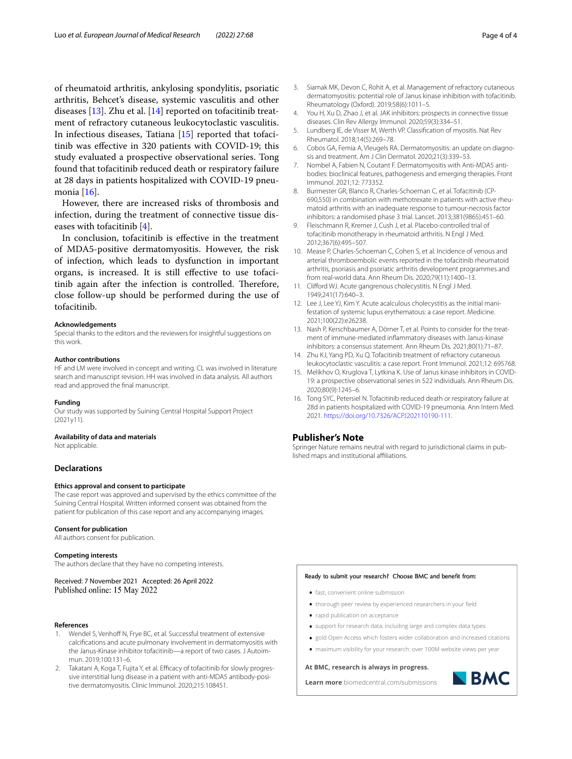of rheumatoid arthritis, ankylosing spondylitis, psoriatic arthritis, Behcet's disease, systemic vasculitis and other diseases [13]. Zhu et al. [14] reported on tofacitinib treatment of refractory cutaneous leukocytoclastic vasculitis. In infectious diseases, Tatiana [15] reported that tofacitinib was effective in 320 patients with COVID-19; this study evaluated a prospective observational series. Tong found that tofacitinib reduced death or respiratory failure at 28 days in patients hospitalized with COVID-19 pneumonia [16].

However, there are increased risks of thrombosis and infection, during the treatment of connective tissue diseases with tofacitinib [4].

In conclusion, tofacitinib is effective in the treatment of MDA5-positive dermatomyositis. However, the risk of infection, which leads to dysfunction in important organs, is increased. It is still effective to use tofacitinib again after the infection is controlled. Therefore, close follow-up should be performed during the use of tofacitinib.

#### Acknowledgements
Special thanks to the editors and the reviewers for insightful suggestions on this work.

#### Author contributions
HF and LM were involved in concept and writing. CL was involved in literature search and manuscript revision. HH was involved in data analysis. All authors read and approved the final manuscript.

#### Funding
Our study was supported by Suining Central Hospital Support Project (2021y11).

#### Availability of data and materials
Not applicable.

## Declarations

#### Ethics approval and consent to participate
The case report was approved and supervised by the ethics committee of the Suining Central Hospital. Written informed consent was obtained from the patient for publication of this case report and any accompanying images.

#### Consent for publication
All authors consent for publication.

#### Competing interests
The authors declare that they have no competing interests.

Received: 7 November 2021 Accepted: 26 April 2022
Published online: 15 May 2022

#### References
1. Wendel S, Venhoff N, Frye BC, et al. Successful treatment of extensive calcifications and acute pulmonary involvement in dermatomyositis with the Janus-Kinase inhibitor tofacitinib—a report of two cases. J Autoimmun. 2019;100:131–6.
2. Takatani A, Koga T, Fujita Y, et al. Efficacy of tofacitinib for slowly progressive interstitial lung disease in a patient with anti-MDA5 antibody-positive dermatomyositis. Clin Immunol. 2020;215:108451.
3. Siamak MK, Devon C, Rohit A, et al. Management of refractory cutaneous dermatomyositis: potential role of Janus kinase inhibition with tofacitinib. Rheumatology (Oxford). 2019;58(6):1011–5.
4. You H, Xu D, Zhao J, et al. JAK inhibitors: prospects in connective tissue diseases. Clin Rev Allergy Immunol. 2020;59(3):334–51.
5. Lundberg IE, de Visser M, Werth VP. Classification of myositis. Nat Rev Rheumatol. 2018;14(5):269–78.
6. Cobos GA, Femia A, Vleugels RA. Dermatomyositis: an update on diagnosis and treatment. Am J Clin Dermatol. 2020;21(3):339–53.
7. Nombel A, Fabien N, Coutant F. Dermatomyositis with Anti-MDA5 antibodies: bioclinical features, pathogenesis and emerging therapies. Front Immunol. 2021;12: 773352.
8. Burmester GR, Blanco R, Charles-Schoeman C, et al. Tofacitinib (CP-690,550) in combination with methotrexate in patients with active rheumatoid arthritis with an inadequate response to tumour-necrosis factor inhibitors: a randomised phase 3 trial. Lancet. 2013;381(9865):451–60.
9. Fleischmann R, Kremer J, Cush J, et al. Placebo-controlled trial of tofacitinib monotherapy in rheumatoid arthritis. N Engl J Med. 2012;367(6):495–507.
10. Mease P, Charles-Schoeman C, Cohen S, et al. Incidence of venous and arterial thromboembolic events reported in the tofacitinib rheumatoid arthritis, psoriasis and psoriatic arthritis development programmes and from real-world data. Ann Rheum Dis. 2020;79(11):1400–13.
11. Clifford WJ. Acute gangrenous cholecystitis. N Engl J Med. 1949;241(17):640–3.
12. Lee J, Lee YJ, Kim Y. Acute acalculous cholecystitis as the initial manifestation of systemic lupus erythematous: a case report. Medicine. 2021;100(22):e26238.
13. Nash P, Kerschbaumer A, Dörner T, et al. Points to consider for the treatment of immune-mediated inflammatory diseases with Janus-kinase inhibitors: a consensus statement. Ann Rheum Dis. 2021;80(1):71–87.
14. Zhu KJ, Yang PD, Xu Q. Tofacitinib treatment of refractory cutaneous leukocytoclastic vasculitis: a case report. Front Immunol. 2021;12: 695768.
15. Melikhov O, Kruglova T, Lytkina K. Use of Janus kinase inhibitors in COVID-19: a prospective observational series in 522 individuals. Ann Rheum Dis. 2020;80(9):1245–6.
16. Tong SYC, Petersiel N. Tofacitinib reduced death or respiratory failure at 28d in patients hospitalized with COVID-19 pneumonia. Ann Intern Med. 2021. https://doi.org/10.7326/ACPJ202110190-111.

## Publisher's Note
Springer Nature remains neutral with regard to jurisdictional claims in published maps and institutional affiliations.

Ready to submit your research? Choose BMC and benefit from:

- fast, convenient online submission
- thorough peer review by experienced researchers in your field
- rapid publication on acceptance
- support for research data, including large and complex data types
- gold Open Access which fosters wider collaboration and increased citations
- maximum visibility for your research: over 100M website views per year

**At BMC, research is always in progress.**

**Learn more** biomedcentral.com/submissions

BMC